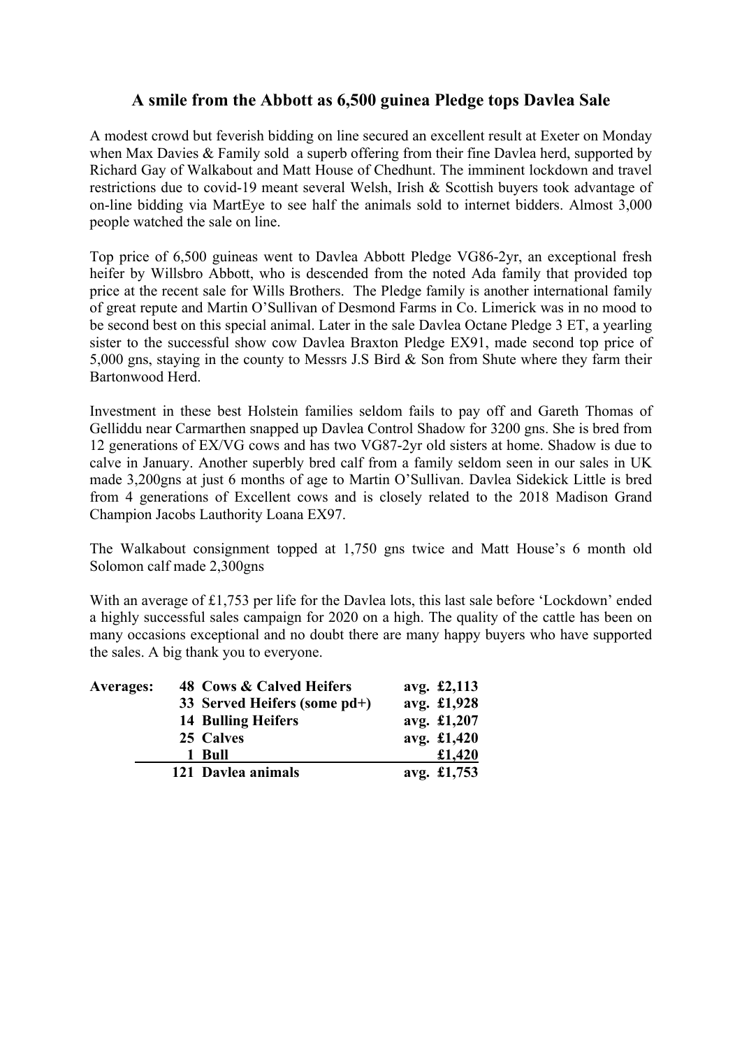# A smile from the Abbott as 6,500 guinea Pledge tops Davlea Sale

A modest crowd but feverish bidding on line secured an excellent result at Exeter on Monday when Max Davies & Family sold a superb offering from their fine Davlea herd, supported by Richard Gay of Walkabout and Matt House of Chedhunt. The imminent lockdown and travel restrictions due to covid-19 meant several Welsh, Irish & Scottish buyers took advantage of on-line bidding via MartEye to see half the animals sold to internet bidders. Almost 3,000 people watched the sale on line.

Top price of 6,500 guineas went to Davlea Abbott Pledge VG86-2yr, an exceptional fresh heifer by Willsbro Abbott, who is descended from the noted Ada family that provided top price at the recent sale for Wills Brothers. The Pledge family is another international family of great repute and Martin O'Sullivan of Desmond Farms in Co. Limerick was in no mood to be second best on this special animal. Later in the sale Davlea Octane Pledge 3 ET, a yearling sister to the successful show cow Davlea Braxton Pledge EX91, made second top price of 5,000 gns, staying in the county to Messrs J.S Bird & Son from Shute where they farm their Bartonwood Herd.

Investment in these best Holstein families seldom fails to pay off and Gareth Thomas of Gelliddu near Carmarthen snapped up Davlea Control Shadow for 3200 gns. She is bred from 12 generations of EX/VG cows and has two VG87-2yr old sisters at home. Shadow is due to calve in January. Another superbly bred calf from a family seldom seen in our sales in UK made 3,200gns at just 6 months of age to Martin O'Sullivan. Davlea Sidekick Little is bred from 4 generations of Excellent cows and is closely related to the 2018 Madison Grand Champion Jacobs Lauthority Loana EX97.

The Walkabout consignment topped at 1,750 gns twice and Matt House's 6 month old Solomon calf made 2,300gns

With an average of £1,753 per life for the Davlea lots, this last sale before 'Lockdown' ended a highly successful sales campaign for 2020 on a high. The quality of the cattle has been on many occasions exceptional and no doubt there are many happy buyers who have supported the sales. A big thank you to everyone.

| **Averages:** | | | |
|---|---|---|---|
| | **48** | **Cows & Calved Heifers** | **avg. £2,113** |
| | **33** | **Served Heifers (some pd+)** | **avg. £1,928** |
| | **14** | **Bulling Heifers** | **avg. £1,207** |
| | **25** | **Calves** | **avg. £1,420** |
| | **1** | **Bull** | **£1,420** |
| | **121** | **Davlea animals** | **avg. £1,753** |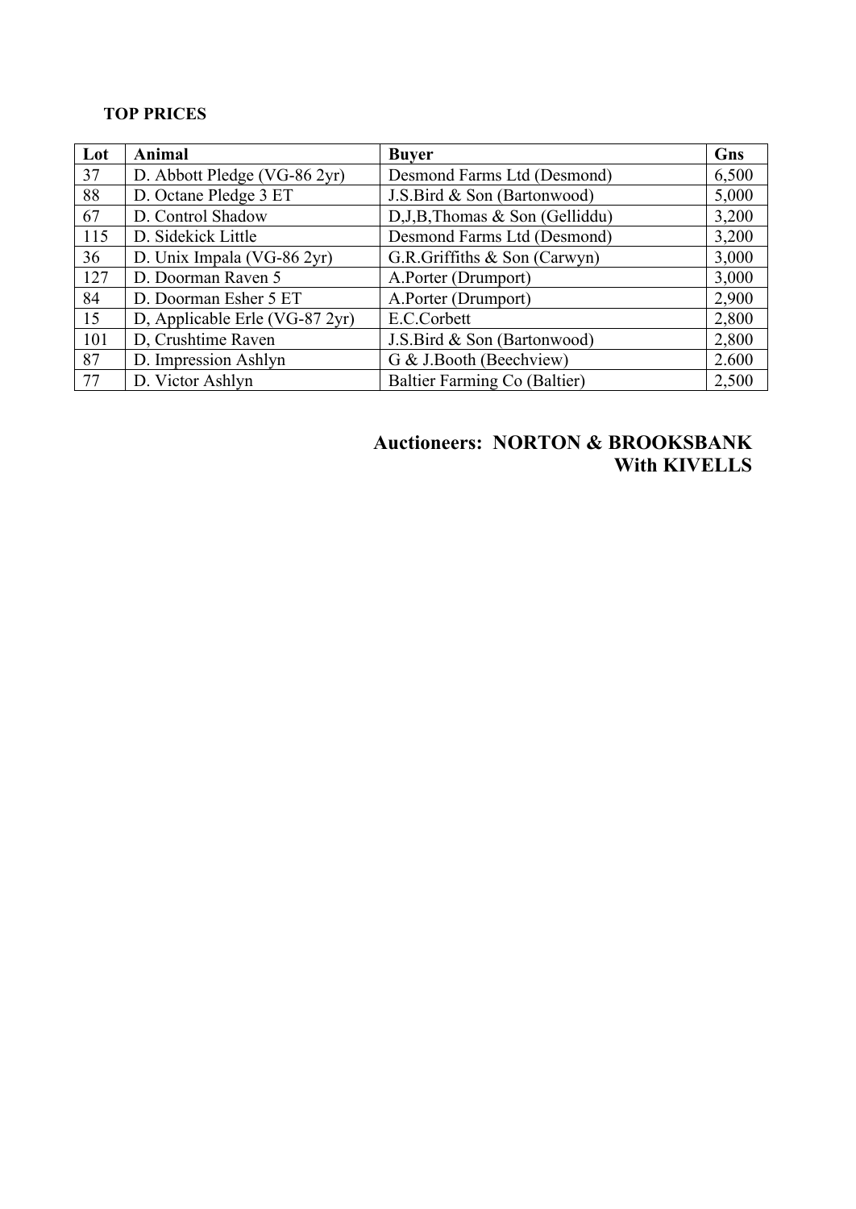**TOP PRICES**

| Lot | Animal | Buyer | Gns |
|---|---|---|---|
| 37 | D. Abbott Pledge (VG-86 2yr) | Desmond Farms Ltd (Desmond) | 6,500 |
| 88 | D. Octane Pledge 3 ET | J.S.Bird & Son (Bartonwood) | 5,000 |
| 67 | D. Control Shadow | D,J,B,Thomas & Son (Gelliddu) | 3,200 |
| 115 | D. Sidekick Little | Desmond Farms Ltd (Desmond) | 3,200 |
| 36 | D. Unix Impala (VG-86 2yr) | G.R.Griffiths & Son (Carwyn) | 3,000 |
| 127 | D. Doorman Raven 5 | A.Porter (Drumport) | 3,000 |
| 84 | D. Doorman Esher 5 ET | A.Porter (Drumport) | 2,900 |
| 15 | D, Applicable Erle (VG-87 2yr) | E.C.Corbett | 2,800 |
| 101 | D, Crushtime Raven | J.S.Bird & Son (Bartonwood) | 2,800 |
| 87 | D. Impression Ashlyn | G & J.Booth (Beechview) | 2.600 |
| 77 | D. Victor Ashlyn | Baltier Farming Co (Baltier) | 2,500 |

**Auctioneers: NORTON & BROOKSBANK**
**With KIVELLS**